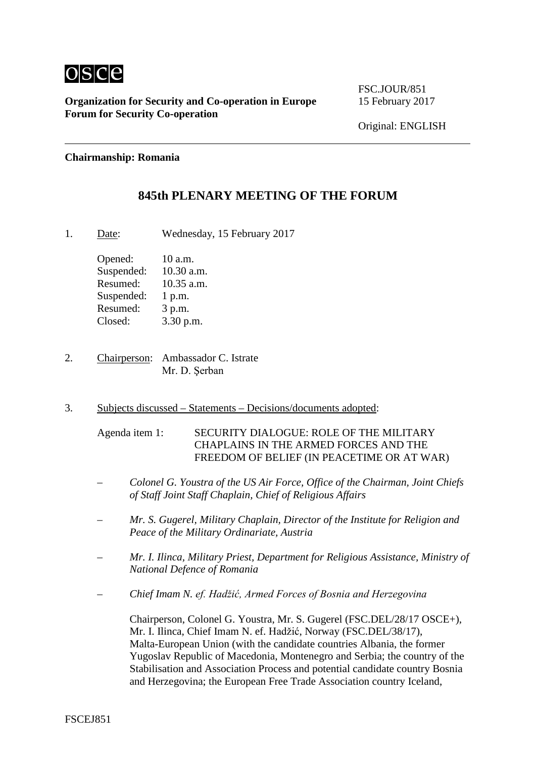**Organization for Security and Co-operation in Europe**
**Forum for Security Co-operation**

FSC.JOUR/851
15 February 2017

Original: ENGLISH

**Chairmanship: Romania**

# 845th PLENARY MEETING OF THE FORUM

1. Date: Wednesday, 15 February 2017

   Opened: 10 a.m.
   Suspended: 10.30 a.m.
   Resumed: 10.35 a.m.
   Suspended: 1 p.m.
   Resumed: 3 p.m.
   Closed: 3.30 p.m.

2. Chairperson: Ambassador C. Istrate
   Mr. D. Şerban

3. Subjects discussed – Statements – Decisions/documents adopted:

   Agenda item 1: SECURITY DIALOGUE: ROLE OF THE MILITARY CHAPLAINS IN THE ARMED FORCES AND THE FREEDOM OF BELIEF (IN PEACETIME OR AT WAR)

   – *Colonel G. Youstra of the US Air Force, Office of the Chairman, Joint Chiefs of Staff Joint Staff Chaplain, Chief of Religious Affairs*

   – *Mr. S. Gugerel, Military Chaplain, Director of the Institute for Religion and Peace of the Military Ordinariate, Austria*

   – *Mr. I. Ilinca, Military Priest, Department for Religious Assistance, Ministry of National Defence of Romania*

   – *Chief Imam N. ef. Hadžić, Armed Forces of Bosnia and Herzegovina*

   Chairperson, Colonel G. Youstra, Mr. S. Gugerel (FSC.DEL/28/17 OSCE+), Mr. I. Ilinca, Chief Imam N. ef. Hadžić, Norway (FSC.DEL/38/17), Malta-European Union (with the candidate countries Albania, the former Yugoslav Republic of Macedonia, Montenegro and Serbia; the country of the Stabilisation and Association Process and potential candidate country Bosnia and Herzegovina; the European Free Trade Association country Iceland,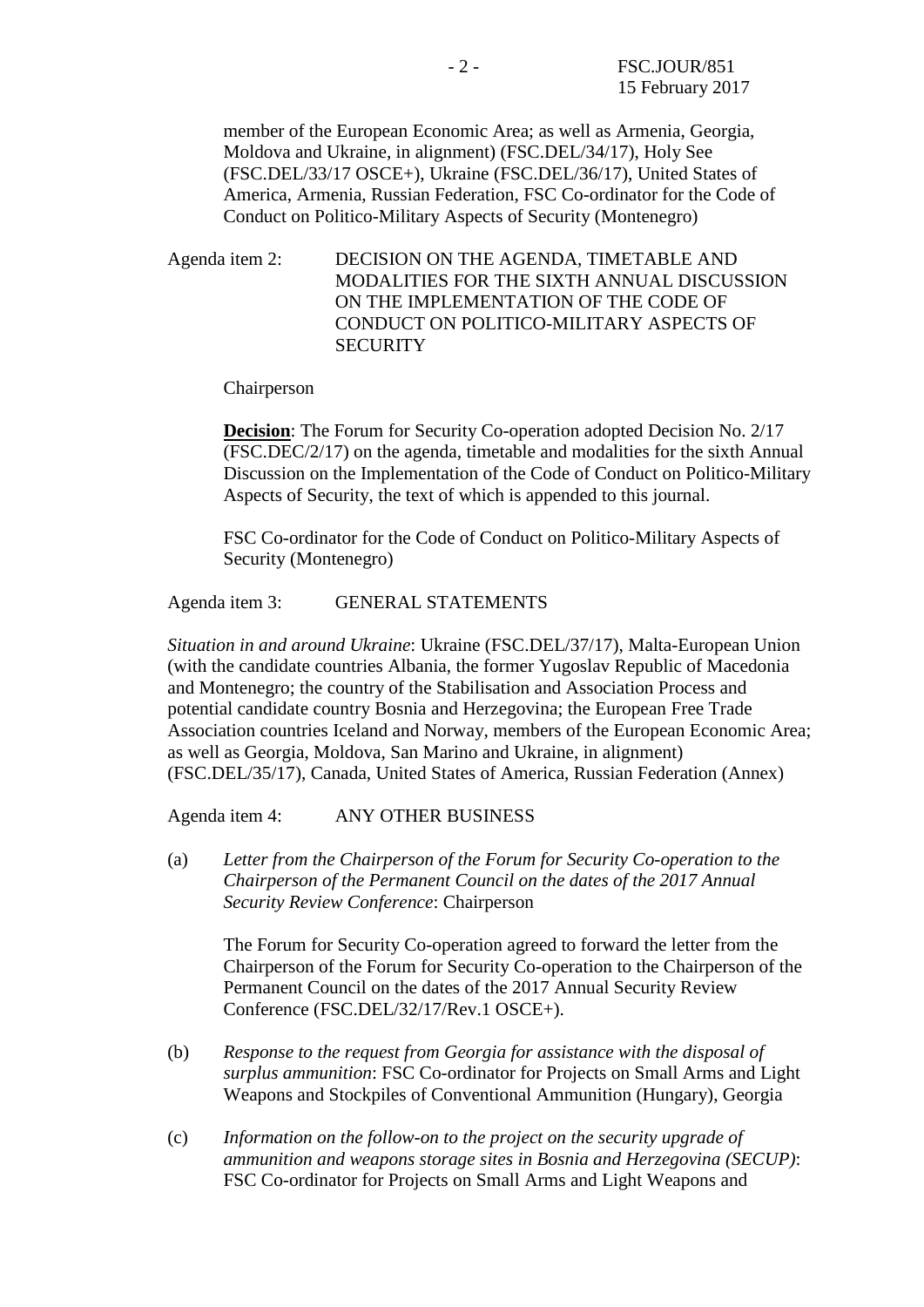member of the European Economic Area; as well as Armenia, Georgia, Moldova and Ukraine, in alignment) (FSC.DEL/34/17), Holy See (FSC.DEL/33/17 OSCE+), Ukraine (FSC.DEL/36/17), United States of America, Armenia, Russian Federation, FSC Co-ordinator for the Code of Conduct on Politico-Military Aspects of Security (Montenegro)

Agenda item 2: DECISION ON THE AGENDA, TIMETABLE AND MODALITIES FOR THE SIXTH ANNUAL DISCUSSION ON THE IMPLEMENTATION OF THE CODE OF CONDUCT ON POLITICO-MILITARY ASPECTS OF SECURITY

Chairperson

**Decision**: The Forum for Security Co-operation adopted Decision No. 2/17 (FSC.DEC/2/17) on the agenda, timetable and modalities for the sixth Annual Discussion on the Implementation of the Code of Conduct on Politico-Military Aspects of Security, the text of which is appended to this journal.

FSC Co-ordinator for the Code of Conduct on Politico-Military Aspects of Security (Montenegro)

Agenda item 3: GENERAL STATEMENTS

*Situation in and around Ukraine*: Ukraine (FSC.DEL/37/17), Malta-European Union (with the candidate countries Albania, the former Yugoslav Republic of Macedonia and Montenegro; the country of the Stabilisation and Association Process and potential candidate country Bosnia and Herzegovina; the European Free Trade Association countries Iceland and Norway, members of the European Economic Area; as well as Georgia, Moldova, San Marino and Ukraine, in alignment) (FSC.DEL/35/17), Canada, United States of America, Russian Federation (Annex)

Agenda item 4: ANY OTHER BUSINESS

(a) *Letter from the Chairperson of the Forum for Security Co-operation to the Chairperson of the Permanent Council on the dates of the 2017 Annual Security Review Conference*: Chairperson

The Forum for Security Co-operation agreed to forward the letter from the Chairperson of the Forum for Security Co-operation to the Chairperson of the Permanent Council on the dates of the 2017 Annual Security Review Conference (FSC.DEL/32/17/Rev.1 OSCE+).

(b) *Response to the request from Georgia for assistance with the disposal of surplus ammunition*: FSC Co-ordinator for Projects on Small Arms and Light Weapons and Stockpiles of Conventional Ammunition (Hungary), Georgia

(c) *Information on the follow-on to the project on the security upgrade of ammunition and weapons storage sites in Bosnia and Herzegovina (SECUP)*: FSC Co-ordinator for Projects on Small Arms and Light Weapons and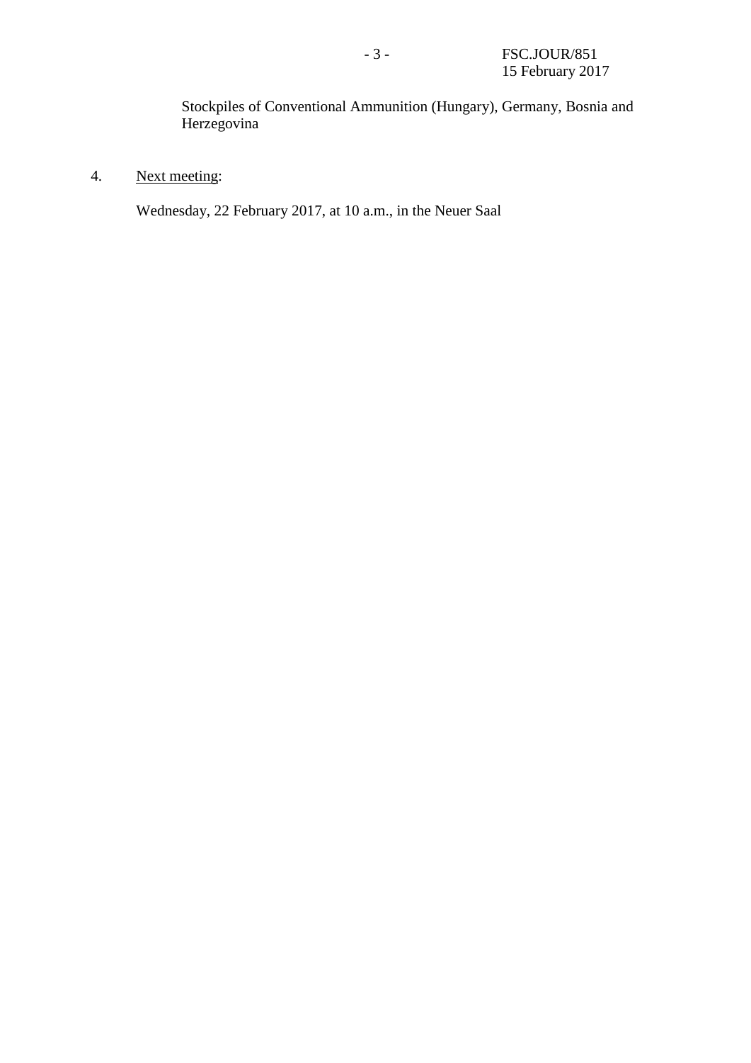Stockpiles of Conventional Ammunition (Hungary), Germany, Bosnia and Herzegovina

4. Next meeting:

Wednesday, 22 February 2017, at 10 a.m., in the Neuer Saal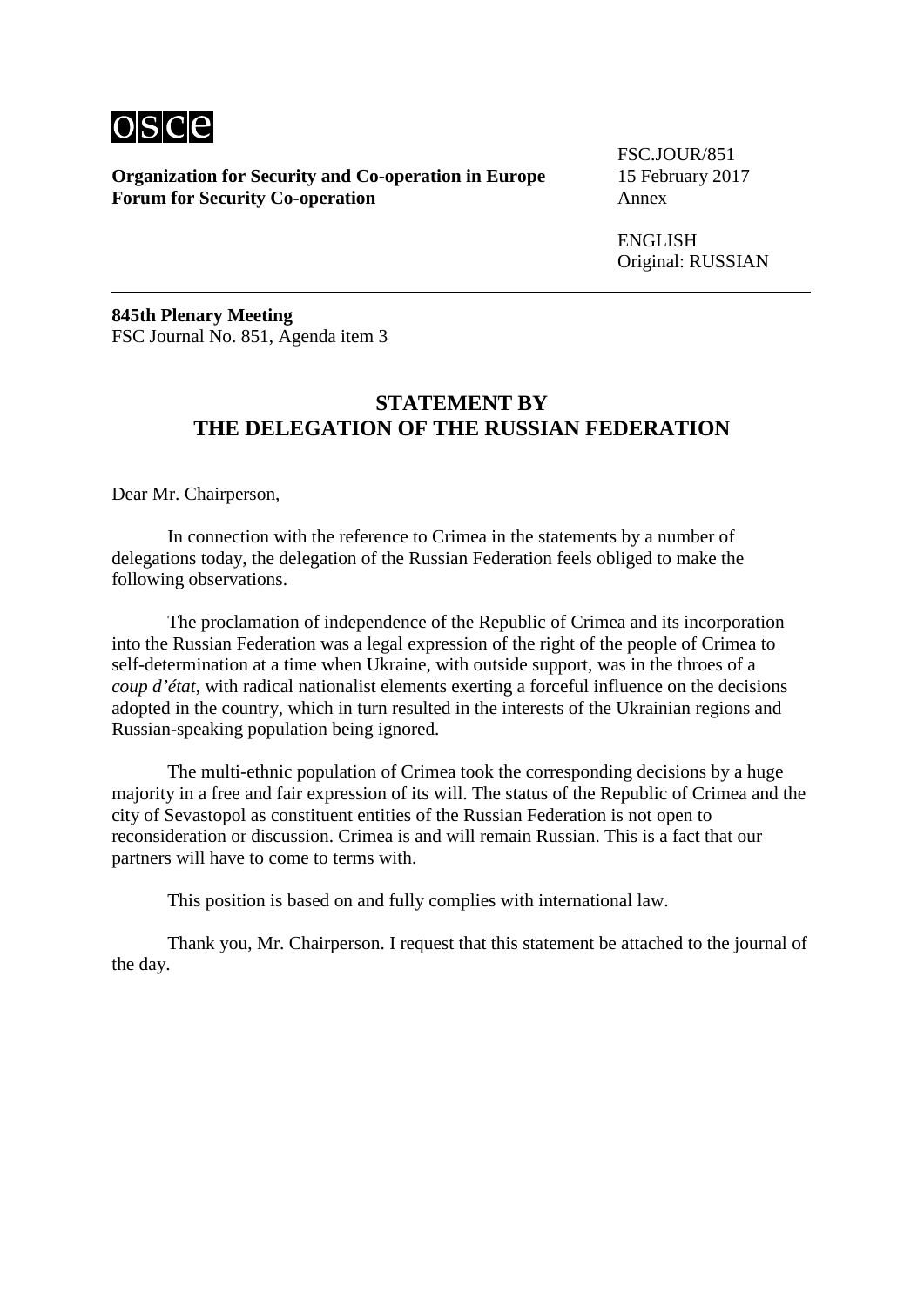**Organization for Security and Co-operation in Europe**
**Forum for Security Co-operation**

FSC.JOUR/851
15 February 2017
Annex

ENGLISH
Original: RUSSIAN

---

**845th Plenary Meeting**
FSC Journal No. 851, Agenda item 3

## STATEMENT BY THE DELEGATION OF THE RUSSIAN FEDERATION

Dear Mr. Chairperson,

In connection with the reference to Crimea in the statements by a number of delegations today, the delegation of the Russian Federation feels obliged to make the following observations.

The proclamation of independence of the Republic of Crimea and its incorporation into the Russian Federation was a legal expression of the right of the people of Crimea to self-determination at a time when Ukraine, with outside support, was in the throes of a *coup d'état*, with radical nationalist elements exerting a forceful influence on the decisions adopted in the country, which in turn resulted in the interests of the Ukrainian regions and Russian-speaking population being ignored.

The multi-ethnic population of Crimea took the corresponding decisions by a huge majority in a free and fair expression of its will. The status of the Republic of Crimea and the city of Sevastopol as constituent entities of the Russian Federation is not open to reconsideration or discussion. Crimea is and will remain Russian. This is a fact that our partners will have to come to terms with.

This position is based on and fully complies with international law.

Thank you, Mr. Chairperson. I request that this statement be attached to the journal of the day.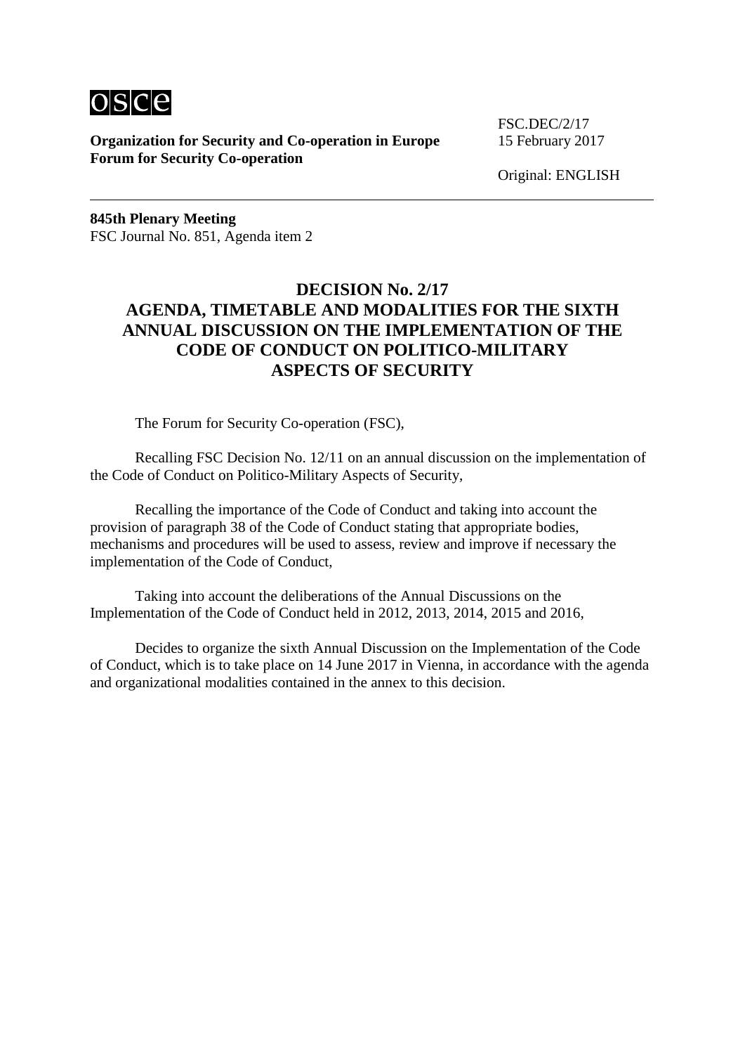osce

**Organization for Security and Co-operation in Europe**
**Forum for Security Co-operation**

FSC.DEC/2/17
15 February 2017

Original: ENGLISH

---

**845th Plenary Meeting**
FSC Journal No. 851, Agenda item 2

# DECISION No. 2/17
# AGENDA, TIMETABLE AND MODALITIES FOR THE SIXTH ANNUAL DISCUSSION ON THE IMPLEMENTATION OF THE CODE OF CONDUCT ON POLITICO-MILITARY ASPECTS OF SECURITY

The Forum for Security Co-operation (FSC),

Recalling FSC Decision No. 12/11 on an annual discussion on the implementation of the Code of Conduct on Politico-Military Aspects of Security,

Recalling the importance of the Code of Conduct and taking into account the provision of paragraph 38 of the Code of Conduct stating that appropriate bodies, mechanisms and procedures will be used to assess, review and improve if necessary the implementation of the Code of Conduct,

Taking into account the deliberations of the Annual Discussions on the Implementation of the Code of Conduct held in 2012, 2013, 2014, 2015 and 2016,

Decides to organize the sixth Annual Discussion on the Implementation of the Code of Conduct, which is to take place on 14 June 2017 in Vienna, in accordance with the agenda and organizational modalities contained in the annex to this decision.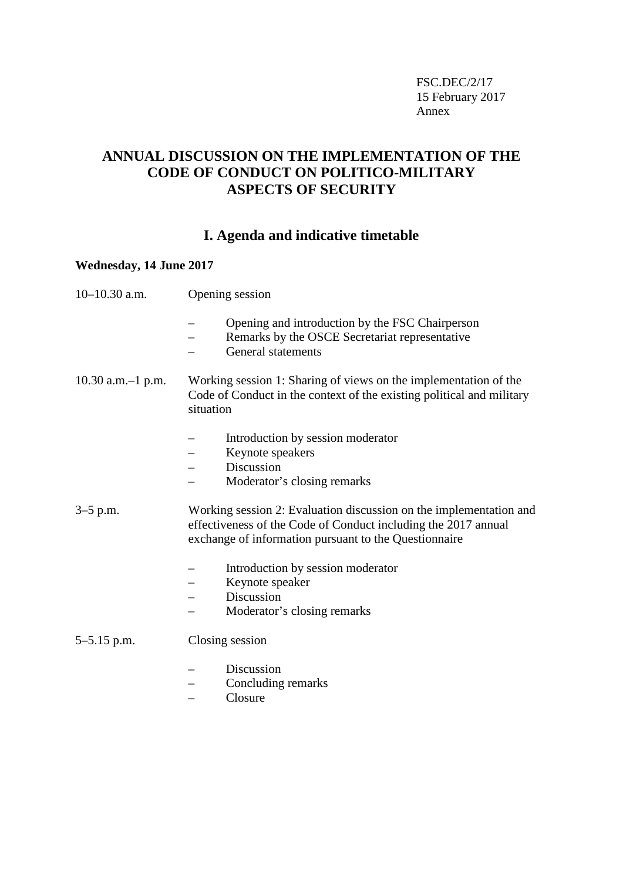FSC.DEC/2/17
15 February 2017
Annex

# ANNUAL DISCUSSION ON THE IMPLEMENTATION OF THE CODE OF CONDUCT ON POLITICO-MILITARY ASPECTS OF SECURITY

## I. Agenda and indicative timetable

**Wednesday, 14 June 2017**

10–10.30 a.m. Opening session

- Opening and introduction by the FSC Chairperson
- Remarks by the OSCE Secretariat representative
- General statements

10.30 a.m.–1 p.m. Working session 1: Sharing of views on the implementation of the Code of Conduct in the context of the existing political and military situation

- Introduction by session moderator
- Keynote speakers
- Discussion
- Moderator's closing remarks

3–5 p.m. Working session 2: Evaluation discussion on the implementation and effectiveness of the Code of Conduct including the 2017 annual exchange of information pursuant to the Questionnaire

- Introduction by session moderator
- Keynote speaker
- Discussion
- Moderator's closing remarks

5–5.15 p.m. Closing session

- Discussion
- Concluding remarks
- Closure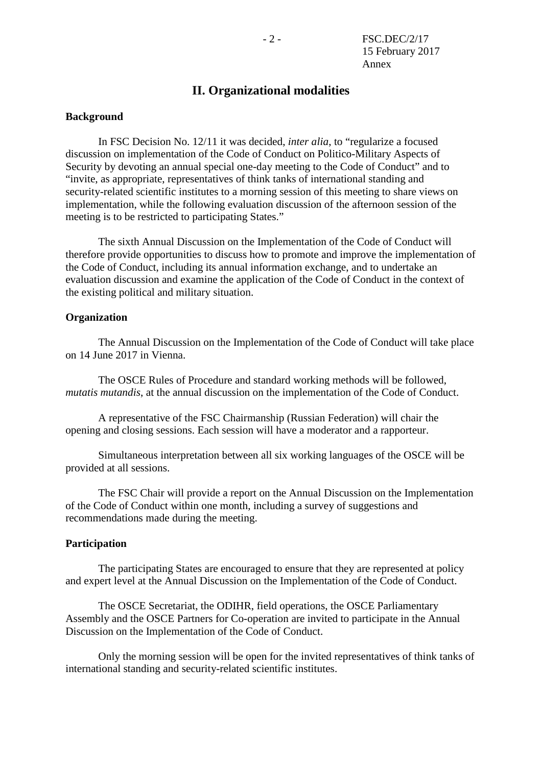## II. Organizational modalities

**Background**

In FSC Decision No. 12/11 it was decided, *inter alia*, to "regularize a focused discussion on implementation of the Code of Conduct on Politico-Military Aspects of Security by devoting an annual special one-day meeting to the Code of Conduct" and to "invite, as appropriate, representatives of think tanks of international standing and security-related scientific institutes to a morning session of this meeting to share views on implementation, while the following evaluation discussion of the afternoon session of the meeting is to be restricted to participating States."

The sixth Annual Discussion on the Implementation of the Code of Conduct will therefore provide opportunities to discuss how to promote and improve the implementation of the Code of Conduct, including its annual information exchange, and to undertake an evaluation discussion and examine the application of the Code of Conduct in the context of the existing political and military situation.

**Organization**

The Annual Discussion on the Implementation of the Code of Conduct will take place on 14 June 2017 in Vienna.

The OSCE Rules of Procedure and standard working methods will be followed, *mutatis mutandis*, at the annual discussion on the implementation of the Code of Conduct.

A representative of the FSC Chairmanship (Russian Federation) will chair the opening and closing sessions. Each session will have a moderator and a rapporteur.

Simultaneous interpretation between all six working languages of the OSCE will be provided at all sessions.

The FSC Chair will provide a report on the Annual Discussion on the Implementation of the Code of Conduct within one month, including a survey of suggestions and recommendations made during the meeting.

**Participation**

The participating States are encouraged to ensure that they are represented at policy and expert level at the Annual Discussion on the Implementation of the Code of Conduct.

The OSCE Secretariat, the ODIHR, field operations, the OSCE Parliamentary Assembly and the OSCE Partners for Co-operation are invited to participate in the Annual Discussion on the Implementation of the Code of Conduct.

Only the morning session will be open for the invited representatives of think tanks of international standing and security-related scientific institutes.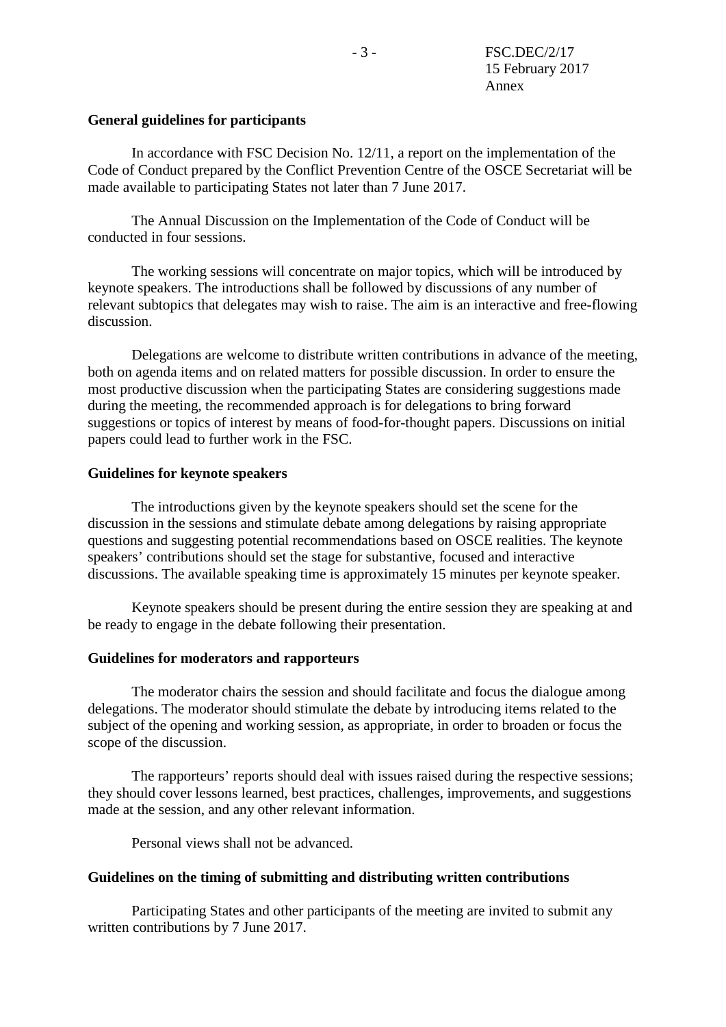**General guidelines for participants**

In accordance with FSC Decision No. 12/11, a report on the implementation of the Code of Conduct prepared by the Conflict Prevention Centre of the OSCE Secretariat will be made available to participating States not later than 7 June 2017.

The Annual Discussion on the Implementation of the Code of Conduct will be conducted in four sessions.

The working sessions will concentrate on major topics, which will be introduced by keynote speakers. The introductions shall be followed by discussions of any number of relevant subtopics that delegates may wish to raise. The aim is an interactive and free-flowing discussion.

Delegations are welcome to distribute written contributions in advance of the meeting, both on agenda items and on related matters for possible discussion. In order to ensure the most productive discussion when the participating States are considering suggestions made during the meeting, the recommended approach is for delegations to bring forward suggestions or topics of interest by means of food-for-thought papers. Discussions on initial papers could lead to further work in the FSC.

**Guidelines for keynote speakers**

The introductions given by the keynote speakers should set the scene for the discussion in the sessions and stimulate debate among delegations by raising appropriate questions and suggesting potential recommendations based on OSCE realities. The keynote speakers' contributions should set the stage for substantive, focused and interactive discussions. The available speaking time is approximately 15 minutes per keynote speaker.

Keynote speakers should be present during the entire session they are speaking at and be ready to engage in the debate following their presentation.

**Guidelines for moderators and rapporteurs**

The moderator chairs the session and should facilitate and focus the dialogue among delegations. The moderator should stimulate the debate by introducing items related to the subject of the opening and working session, as appropriate, in order to broaden or focus the scope of the discussion.

The rapporteurs' reports should deal with issues raised during the respective sessions; they should cover lessons learned, best practices, challenges, improvements, and suggestions made at the session, and any other relevant information.

Personal views shall not be advanced.

**Guidelines on the timing of submitting and distributing written contributions**

Participating States and other participants of the meeting are invited to submit any written contributions by 7 June 2017.